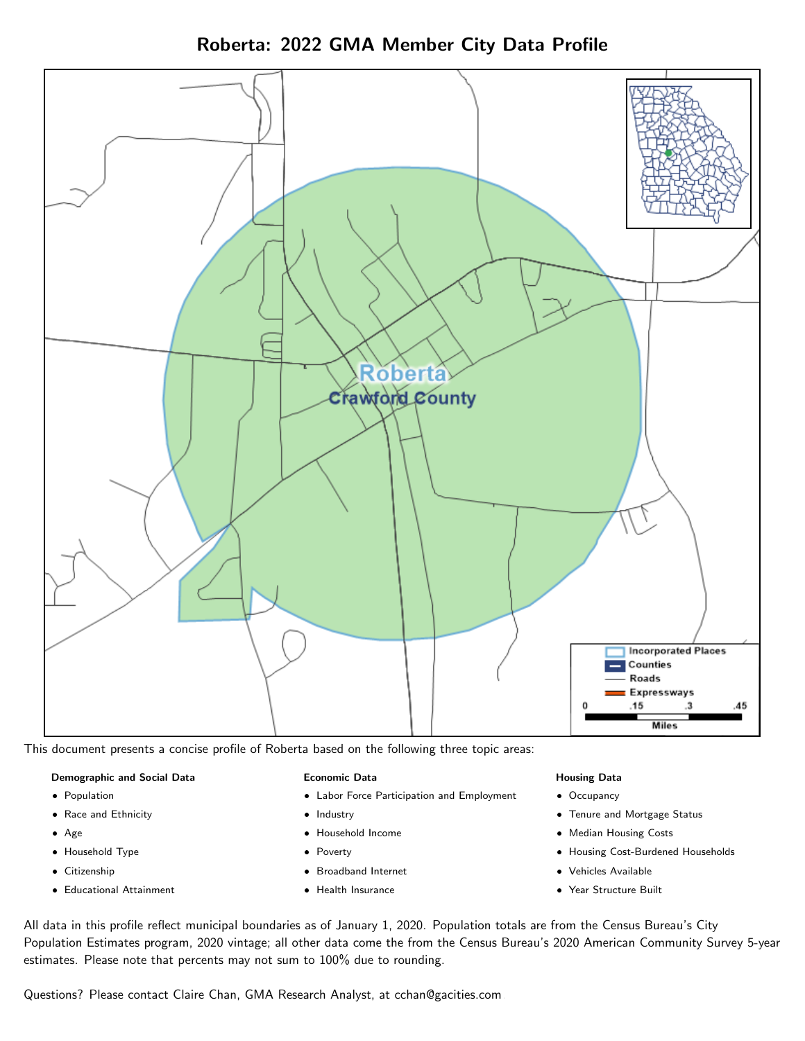# Roberta: 2022 GMA Member City Data Profile

This document presents a concise profile of Roberta based on the following three topic areas:

**Demographic and Social Data**

- Population
- Race and Ethnicity
- Age
- Household Type
- Citizenship
- Educational Attainment

**Economic Data**

- Labor Force Participation and Employment
- Industry
- Household Income
- Poverty
- Broadband Internet
- Health Insurance

**Housing Data**

- Occupancy
- Tenure and Mortgage Status
- Median Housing Costs
- Housing Cost-Burdened Households
- Vehicles Available
- Year Structure Built

All data in this profile reflect municipal boundaries as of January 1, 2020. Population totals are from the Census Bureau's City Population Estimates program, 2020 vintage; all other data come the from the Census Bureau's 2020 American Community Survey 5-year estimates. Please note that percents may not sum to 100% due to rounding.

Questions? Please contact Claire Chan, GMA Research Analyst, at cchan@gacities.com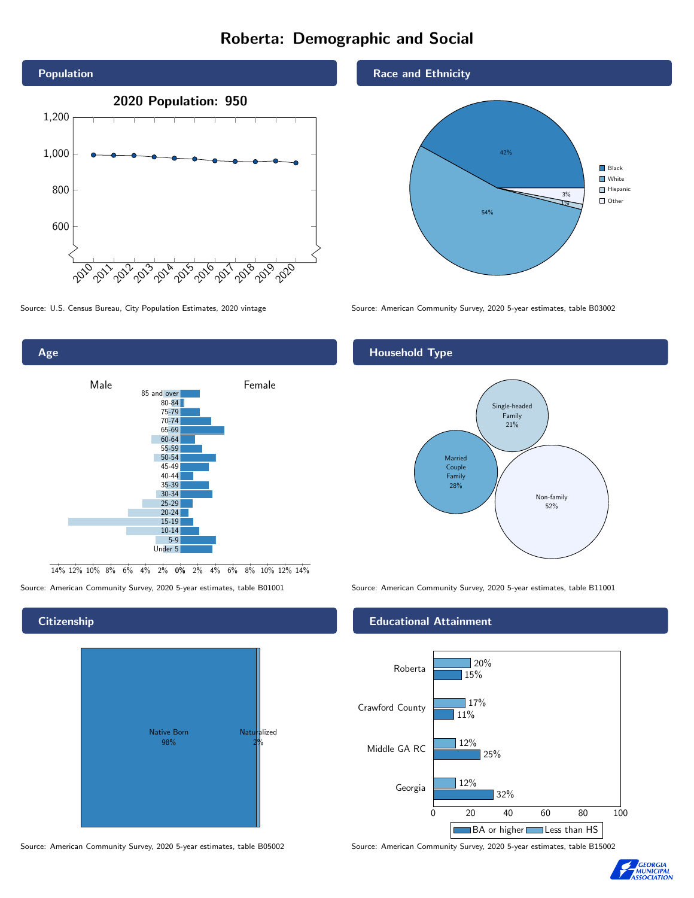# Roberta: Demographic and Social

## Population

2020 Population: 950

Source: U.S. Census Bureau, City Population Estimates, 2020 vintage

## Race and Ethnicity

Black 42%, White 54%, Hispanic 1%, Other 3%

Source: American Community Survey, 2020 5-year estimates, table B03002

## Age

Male / Female

Source: American Community Survey, 2020 5-year estimates, table B01001

## Household Type

Single-headed Family 21%

Married Couple Family 28%

Non-family 52%

Source: American Community Survey, 2020 5-year estimates, table B11001

## Citizenship

Native Born 98%

Naturalized 2%

Source: American Community Survey, 2020 5-year estimates, table B05002

## Educational Attainment

| | Less than HS | BA or higher |
|---|---|---|
| Roberta | 20% | 15% |
| Crawford County | 17% | 11% |
| Middle GA RC | 12% | 25% |
| Georgia | 12% | 32% |

Source: American Community Survey, 2020 5-year estimates, table B15002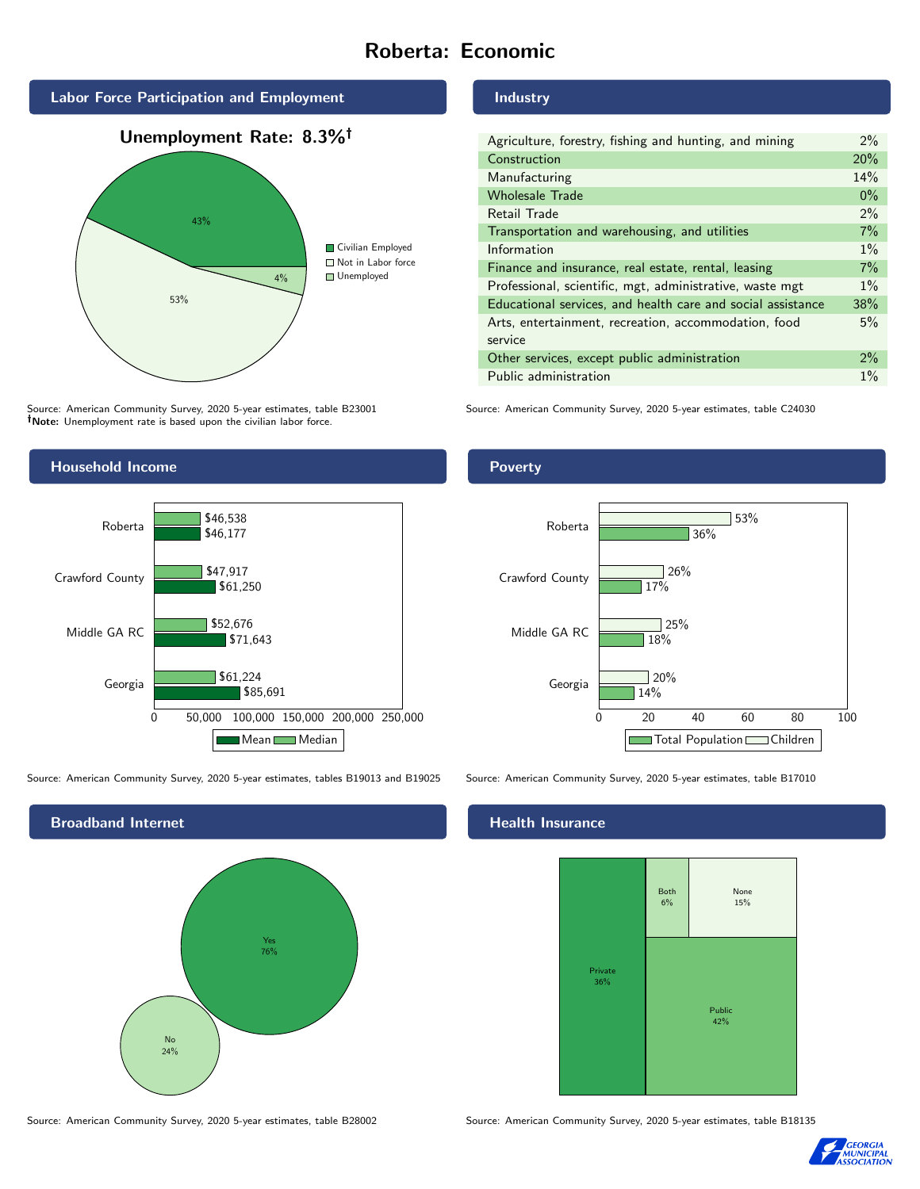# Roberta: Economic

## Labor Force Participation and Employment

**Unemployment Rate: 8.3%†**

| Category | Percent |
| --- | --- |
| Civilian Employed | 43% |
| Not in Labor force | 53% |
| Unemployed | 4% |

Source: American Community Survey, 2020 5-year estimates, table B23001
**†Note:** Unemployment rate is based upon the civilian labor force.

## Industry

| Industry | Percent |
| --- | --- |
| Agriculture, forestry, fishing and hunting, and mining | 2% |
| Construction | 20% |
| Manufacturing | 14% |
| Wholesale Trade | 0% |
| Retail Trade | 2% |
| Transportation and warehousing, and utilities | 7% |
| Information | 1% |
| Finance and insurance, real estate, rental, leasing | 7% |
| Professional, scientific, mgt, administrative, waste mgt | 1% |
| Educational services, and health care and social assistance | 38% |
| Arts, entertainment, recreation, accommodation, food service | 5% |
| Other services, except public administration | 2% |
| Public administration | 1% |

Source: American Community Survey, 2020 5-year estimates, table C24030

## Household Income

| Area | Median | Mean |
| --- | --- | --- |
| Roberta | $46,538 | $46,177 |
| Crawford County | $47,917 | $61,250 |
| Middle GA RC | $52,676 | $71,643 |
| Georgia | $61,224 | $85,691 |

Source: American Community Survey, 2020 5-year estimates, tables B19013 and B19025

## Poverty

| Area | Children | Total Population |
| --- | --- | --- |
| Roberta | 53% | 36% |
| Crawford County | 26% | 17% |
| Middle GA RC | 25% | 18% |
| Georgia | 20% | 14% |

Source: American Community Survey, 2020 5-year estimates, table B17010

## Broadband Internet

| Response | Percent |
| --- | --- |
| Yes | 76% |
| No | 24% |

Source: American Community Survey, 2020 5-year estimates, table B28002

## Health Insurance

| Type | Percent |
| --- | --- |
| Private | 36% |
| Public | 42% |
| Both | 6% |
| None | 15% |

Source: American Community Survey, 2020 5-year estimates, table B18135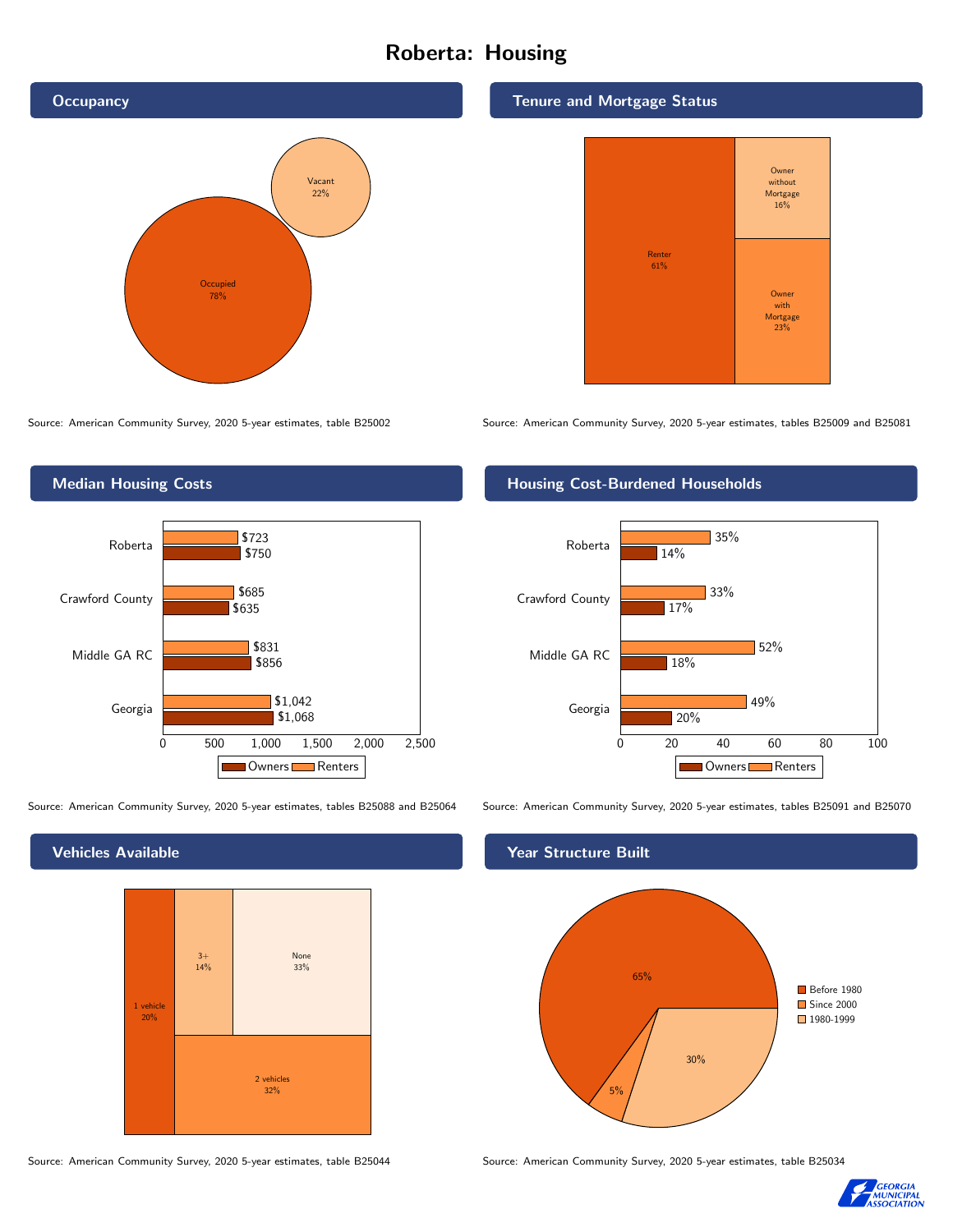# Roberta: Housing

## Occupancy

Vacant
22%

Occupied
78%

Source: American Community Survey, 2020 5-year estimates, table B25002

## Tenure and Mortgage Status

Renter
61%

Owner without Mortgage
16%

Owner with Mortgage
23%

Source: American Community Survey, 2020 5-year estimates, tables B25009 and B25081

## Median Housing Costs

Roberta
$723
$750

Crawford County
$685
$635

Middle GA RC
$831
$856

Georgia
$1,042
$1,068

0 500 1,000 1,500 2,000 2,500

Owners Renters

Source: American Community Survey, 2020 5-year estimates, tables B25088 and B25064

## Housing Cost-Burdened Households

Roberta
35%
14%

Crawford County
33%
17%

Middle GA RC
52%
18%

Georgia
49%
20%

0 20 40 60 80 100

Owners Renters

Source: American Community Survey, 2020 5-year estimates, tables B25091 and B25070

## Vehicles Available

1 vehicle
20%

3+
14%

None
33%

2 vehicles
32%

Source: American Community Survey, 2020 5-year estimates, table B25044

## Year Structure Built

65%

5%

30%

Before 1980
Since 2000
1980-1999

Source: American Community Survey, 2020 5-year estimates, table B25034